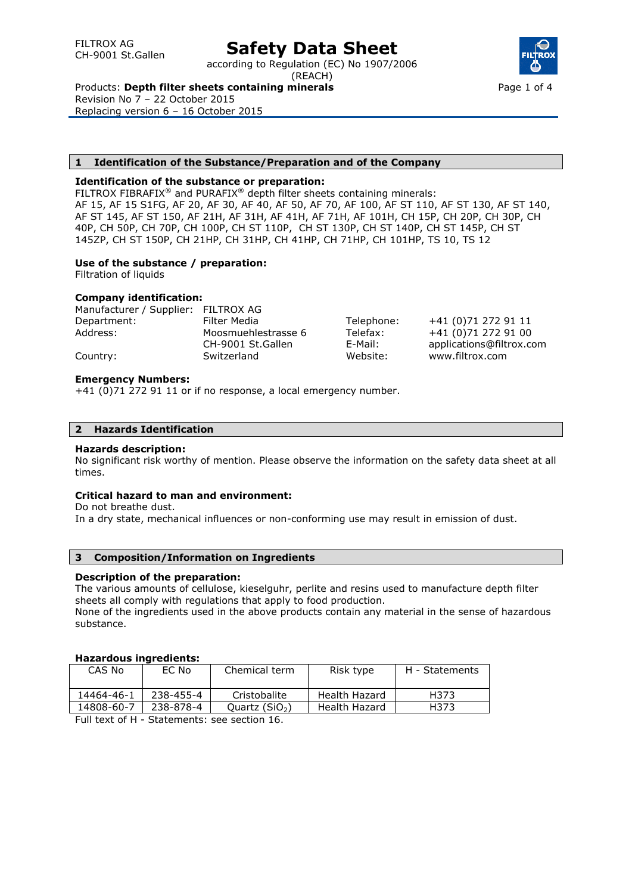FILTROX AG
CH-9001 St.Gallen

# Safety Data Sheet

according to Regulation (EC) No 1907/2006 (REACH)

Products: **Depth filter sheets containing minerals**
Revision No 7 – 22 October 2015
Replacing version 6 – 16 October 2015

## 1 Identification of the Substance/Preparation and of the Company

**Identification of the substance or preparation:**
FILTROX FIBRAFIX® and PURAFIX® depth filter sheets containing minerals:
AF 15, AF 15 S1FG, AF 20, AF 30, AF 40, AF 50, AF 70, AF 100, AF ST 110, AF ST 130, AF ST 140, AF ST 145, AF ST 150, AF 21H, AF 31H, AF 41H, AF 71H, AF 101H, CH 15P, CH 20P, CH 30P, CH 40P, CH 50P, CH 70P, CH 100P, CH ST 110P, CH ST 130P, CH ST 140P, CH ST 145P, CH ST 145ZP, CH ST 150P, CH 21HP, CH 31HP, CH 41HP, CH 71HP, CH 101HP, TS 10, TS 12

**Use of the substance / preparation:**
Filtration of liquids

**Company identification:**

| | | | |
|---|---|---|---|
| Manufacturer / Supplier: | FILTROX AG | | |
| Department: | Filter Media | Telephone: | +41 (0)71 272 91 11 |
| Address: | Moosmuehlestrasse 6 | Telefax: | +41 (0)71 272 91 00 |
| | CH-9001 St.Gallen | E-Mail: | applications@filtrox.com |
| Country: | Switzerland | Website: | www.filtrox.com |

**Emergency Numbers:**
+41 (0)71 272 91 11 or if no response, a local emergency number.

## 2 Hazards Identification

**Hazards description:**
No significant risk worthy of mention. Please observe the information on the safety data sheet at all times.

**Critical hazard to man and environment:**
Do not breathe dust.
In a dry state, mechanical influences or non-conforming use may result in emission of dust.

## 3 Composition/Information on Ingredients

**Description of the preparation:**
The various amounts of cellulose, kieselguhr, perlite and resins used to manufacture depth filter sheets all comply with regulations that apply to food production.
None of the ingredients used in the above products contain any material in the sense of hazardous substance.

**Hazardous ingredients:**

| CAS No | EC No | Chemical term | Risk type | H - Statements |
|---|---|---|---|---|
| 14464-46-1 | 238-455-4 | Cristobalite | Health Hazard | H373 |
| 14808-60-7 | 238-878-4 | Quartz ($SiO_2$) | Health Hazard | H373 |

Full text of H - Statements: see section 16.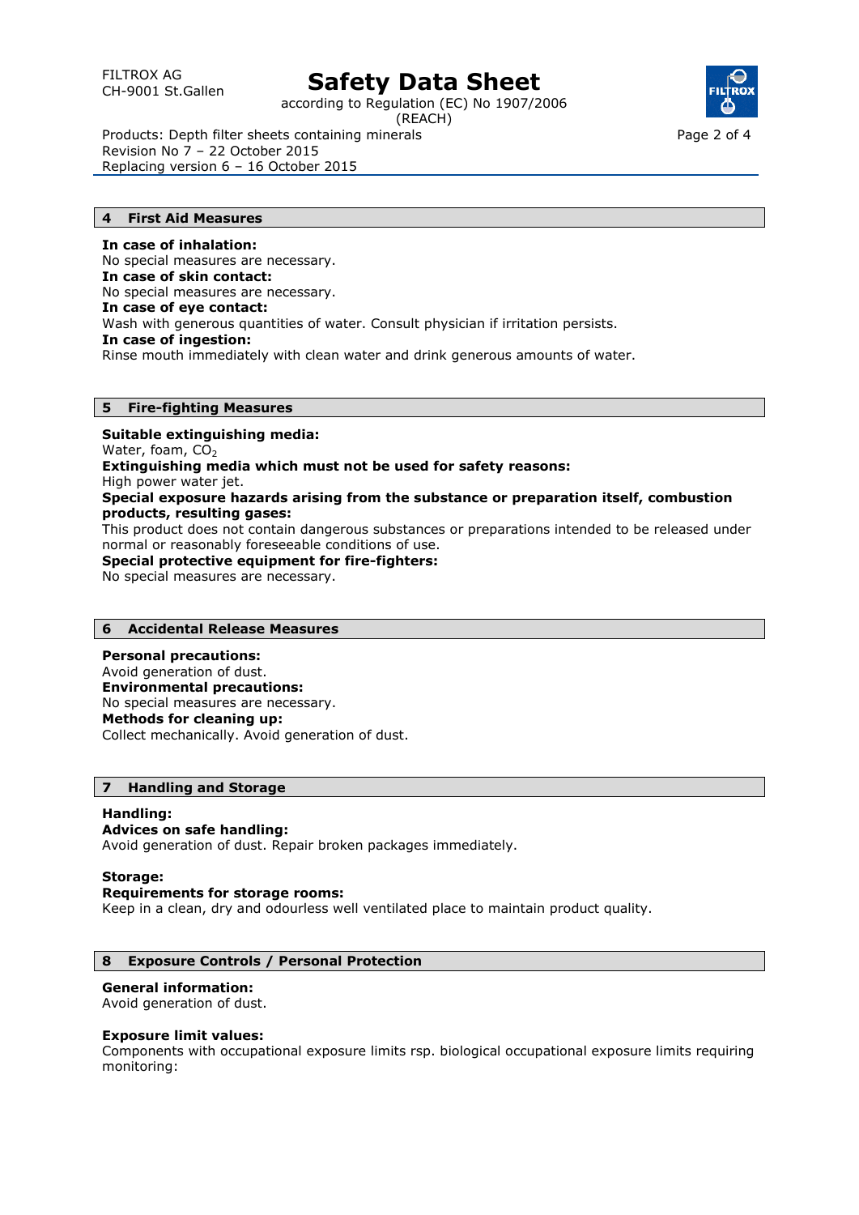## 4 First Aid Measures

**In case of inhalation:**
No special measures are necessary.
**In case of skin contact:**
No special measures are necessary.
**In case of eye contact:**
Wash with generous quantities of water. Consult physician if irritation persists.
**In case of ingestion:**
Rinse mouth immediately with clean water and drink generous amounts of water.

## 5 Fire-fighting Measures

**Suitable extinguishing media:**
Water, foam, $CO_2$
**Extinguishing media which must not be used for safety reasons:**
High power water jet.
**Special exposure hazards arising from the substance or preparation itself, combustion products, resulting gases:**
This product does not contain dangerous substances or preparations intended to be released under normal or reasonably foreseeable conditions of use.
**Special protective equipment for fire-fighters:**
No special measures are necessary.

## 6 Accidental Release Measures

**Personal precautions:**
Avoid generation of dust.
**Environmental precautions:**
No special measures are necessary.
**Methods for cleaning up:**
Collect mechanically. Avoid generation of dust.

## 7 Handling and Storage

**Handling:**
**Advices on safe handling:**
Avoid generation of dust. Repair broken packages immediately.

**Storage:**
**Requirements for storage rooms:**
Keep in a clean, dry and odourless well ventilated place to maintain product quality.

## 8 Exposure Controls / Personal Protection

**General information:**
Avoid generation of dust.

**Exposure limit values:**
Components with occupational exposure limits rsp. biological occupational exposure limits requiring monitoring: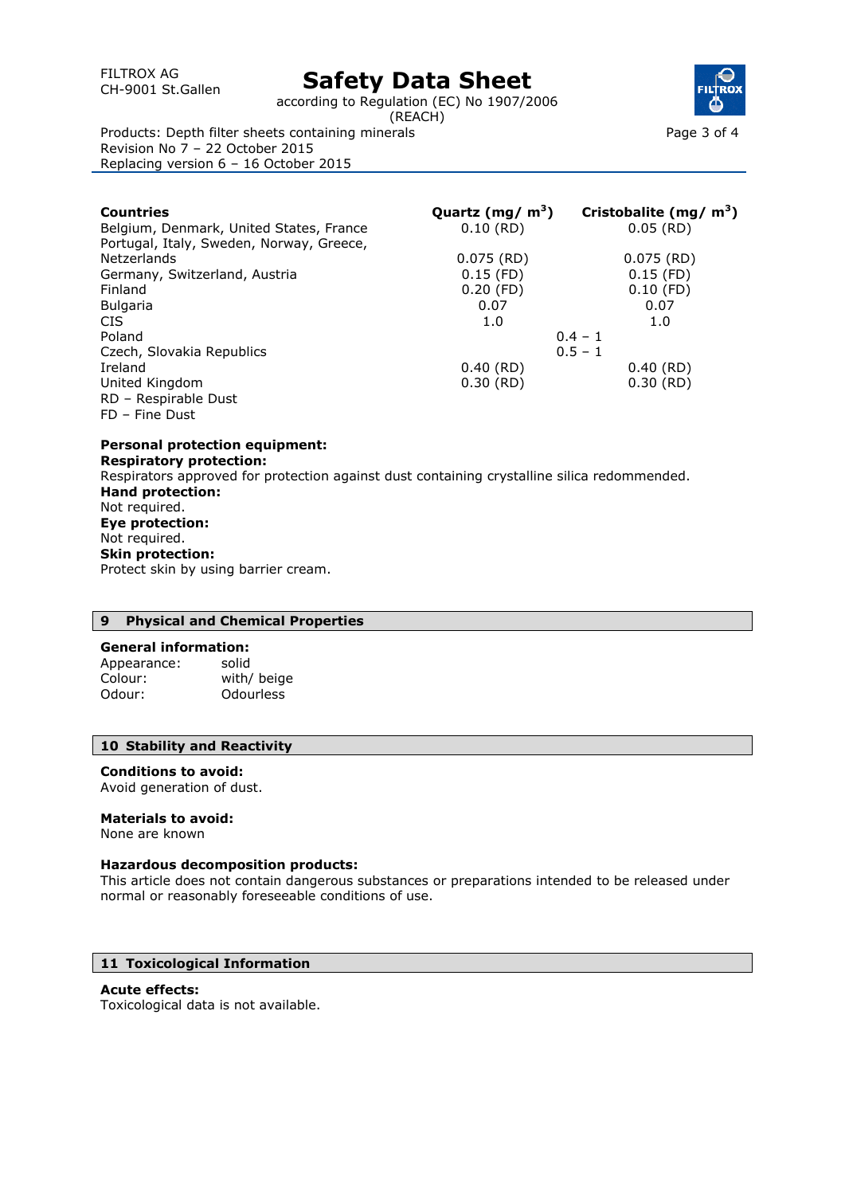| Countries | Quartz (mg/ m$^3$) | Cristobalite (mg/ m$^3$) |
|---|---|---|
| Belgium, Denmark, United States, France | 0.10 (RD) | 0.05 (RD) |
| Portugal, Italy, Sweden, Norway, Greece, Netzerlands | 0.075 (RD) | 0.075 (RD) |
| Germany, Switzerland, Austria | 0.15 (FD) | 0.15 (FD) |
| Finland | 0.20 (FD) | 0.10 (FD) |
| Bulgaria | 0.07 | 0.07 |
| CIS | 1.0 | 1.0 |
| Poland | 0.4 – 1 | |
| Czech, Slovakia Republics | 0.5 – 1 | |
| Ireland | 0.40 (RD) | 0.40 (RD) |
| United Kingdom | 0.30 (RD) | 0.30 (RD) |

RD – Respirable Dust
FD – Fine Dust

**Personal protection equipment:**
**Respiratory protection:**
Respirators approved for protection against dust containing crystalline silica redommended.
**Hand protection:**
Not required.
**Eye protection:**
Not required.
**Skin protection:**
Protect skin by using barrier cream.

## 9 Physical and Chemical Properties

**General information:**

Appearance: solid
Colour: with/ beige
Odour: Odourless

## 10 Stability and Reactivity

**Conditions to avoid:**
Avoid generation of dust.

**Materials to avoid:**
None are known

**Hazardous decomposition products:**
This article does not contain dangerous substances or preparations intended to be released under normal or reasonably foreseeable conditions of use.

## 11 Toxicological Information

**Acute effects:**
Toxicological data is not available.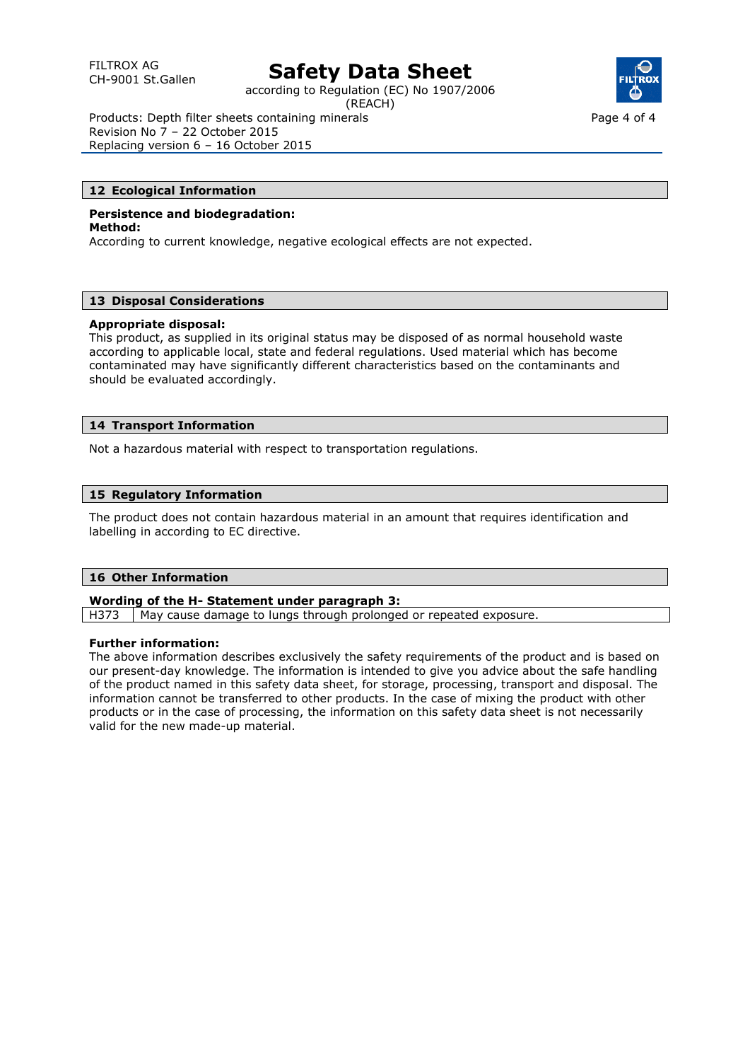## 12 Ecological Information

**Persistence and biodegradation:**
**Method:**
According to current knowledge, negative ecological effects are not expected.

## 13 Disposal Considerations

**Appropriate disposal:**
This product, as supplied in its original status may be disposed of as normal household waste according to applicable local, state and federal regulations. Used material which has become contaminated may have significantly different characteristics based on the contaminants and should be evaluated accordingly.

## 14 Transport Information

Not a hazardous material with respect to transportation regulations.

## 15 Regulatory Information

The product does not contain hazardous material in an amount that requires identification and labelling in according to EC directive.

## 16 Other Information

**Wording of the H- Statement under paragraph 3:**

| | |
|---|---|
| H373 | May cause damage to lungs through prolonged or repeated exposure. |

**Further information:**
The above information describes exclusively the safety requirements of the product and is based on our present-day knowledge. The information is intended to give you advice about the safe handling of the product named in this safety data sheet, for storage, processing, transport and disposal. The information cannot be transferred to other products. In the case of mixing the product with other products or in the case of processing, the information on this safety data sheet is not necessarily valid for the new made-up material.